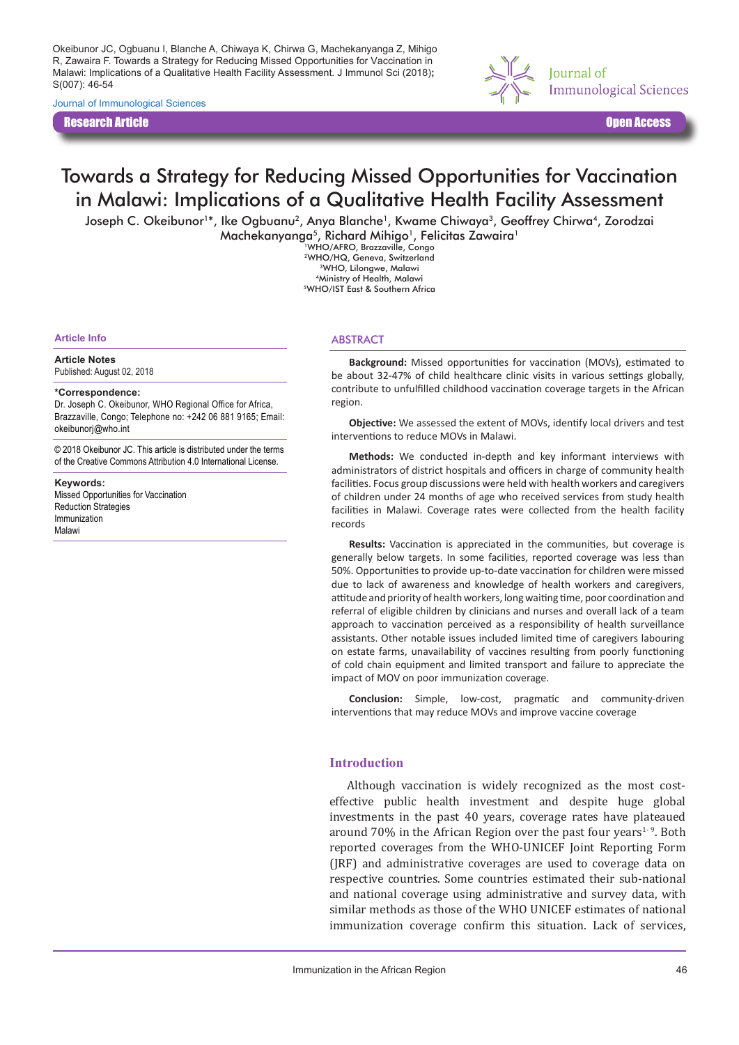Okeibunor JC, Ogbuanu I, Blanche A, Chiwaya K, Chirwa G, Machekanyanga Z, Mihigo R, Zawaira F. Towards a Strategy for Reducing Missed Opportunities for Vaccination in Malawi: Implications of a Qualitative Health Facility Assessment. J Immunol Sci (2018); S(007): 46-54

Research Article | Open Access

# Towards a Strategy for Reducing Missed Opportunities for Vaccination in Malawi: Implications of a Qualitative Health Facility Assessment

Joseph C. Okeibunor[1]*, Ike Ogbuanu[2], Anya Blanche[1], Kwame Chiwaya[3], Geoffrey Chirwa[4], Zorodzai Machekanyanga[5], Richard Mihigo[1], Felicitas Zawaira[1]

[1]WHO/AFRO, Brazzaville, Congo
[2]WHO/HQ, Geneva, Switzerland
[3]WHO, Lilongwe, Malawi
[4]Ministry of Health, Malawi
[5]WHO/IST East & Southern Africa

**Article Info**

**Article Notes**
Published: August 02, 2018

***Correspondence:**
Dr. Joseph C. Okeibunor, WHO Regional Office for Africa, Brazzaville, Congo; Telephone no: +242 06 881 9165; Email: okeibunorj@who.int

© 2018 Okeibunor JC. This article is distributed under the terms of the Creative Commons Attribution 4.0 International License.

**Keywords:**
Missed Opportunities for Vaccination
Reduction Strategies
Immunization
Malawi

## ABSTRACT

**Background:** Missed opportunities for vaccination (MOVs), estimated to be about 32-47% of child healthcare clinic visits in various settings globally, contribute to unfulfilled childhood vaccination coverage targets in the African region.

**Objective:** We assessed the extent of MOVs, identify local drivers and test interventions to reduce MOVs in Malawi.

**Methods:** We conducted in-depth and key informant interviews with administrators of district hospitals and officers in charge of community health facilities. Focus group discussions were held with health workers and caregivers of children under 24 months of age who received services from study health facilities in Malawi. Coverage rates were collected from the health facility records

**Results:** Vaccination is appreciated in the communities, but coverage is generally below targets. In some facilities, reported coverage was less than 50%. Opportunities to provide up-to-date vaccination for children were missed due to lack of awareness and knowledge of health workers and caregivers, attitude and priority of health workers, long waiting time, poor coordination and referral of eligible children by clinicians and nurses and overall lack of a team approach to vaccination perceived as a responsibility of health surveillance assistants. Other notable issues included limited time of caregivers labouring on estate farms, unavailability of vaccines resulting from poorly functioning of cold chain equipment and limited transport and failure to appreciate the impact of MOV on poor immunization coverage.

**Conclusion:** Simple, low-cost, pragmatic and community-driven interventions that may reduce MOVs and improve vaccine coverage

## Introduction

Although vaccination is widely recognized as the most cost-effective public health investment and despite huge global investments in the past 40 years, coverage rates have plateaued around 70% in the African Region over the past four years[1-9]. Both reported coverages from the WHO-UNICEF Joint Reporting Form (JRF) and administrative coverages are used to coverage data on respective countries. Some countries estimated their sub-national and national coverage using administrative and survey data, with similar methods as those of the WHO UNICEF estimates of national immunization coverage confirm this situation. Lack of services,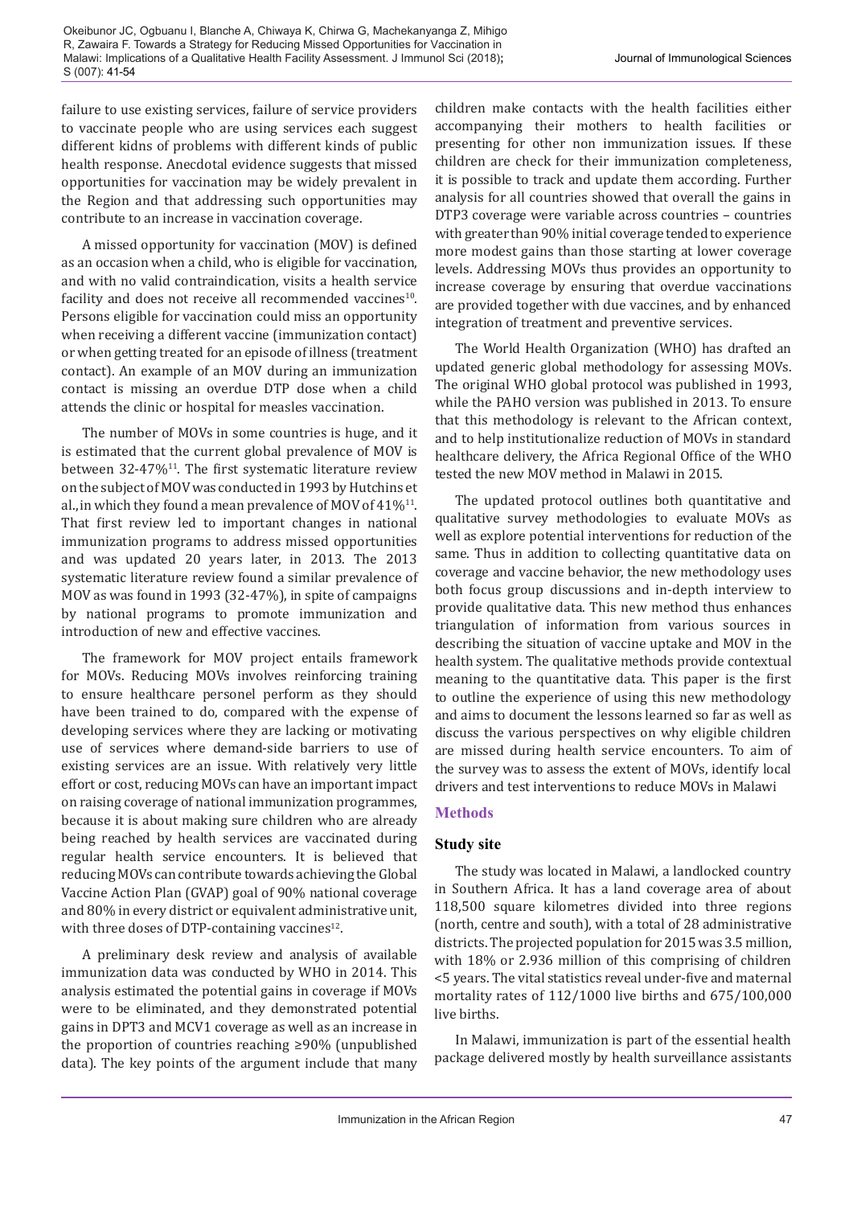failure to use existing services, failure of service providers to vaccinate people who are using services each suggest different kidns of problems with different kinds of public health response. Anecdotal evidence suggests that missed opportunities for vaccination may be widely prevalent in the Region and that addressing such opportunities may contribute to an increase in vaccination coverage.

A missed opportunity for vaccination (MOV) is defined as an occasion when a child, who is eligible for vaccination, and with no valid contraindication, visits a health service facility and does not receive all recommended vaccines[10]. Persons eligible for vaccination could miss an opportunity when receiving a different vaccine (immunization contact) or when getting treated for an episode of illness (treatment contact). An example of an MOV during an immunization contact is missing an overdue DTP dose when a child attends the clinic or hospital for measles vaccination.

The number of MOVs in some countries is huge, and it is estimated that the current global prevalence of MOV is between 32-47%[11]. The first systematic literature review on the subject of MOV was conducted in 1993 by Hutchins et al., in which they found a mean prevalence of MOV of 41%[11]. That first review led to important changes in national immunization programs to address missed opportunities and was updated 20 years later, in 2013. The 2013 systematic literature review found a similar prevalence of MOV as was found in 1993 (32-47%), in spite of campaigns by national programs to promote immunization and introduction of new and effective vaccines.

The framework for MOV project entails framework for MOVs. Reducing MOVs involves reinforcing training to ensure healthcare personel perform as they should have been trained to do, compared with the expense of developing services where they are lacking or motivating use of services where demand-side barriers to use of existing services are an issue. With relatively very little effort or cost, reducing MOVs can have an important impact on raising coverage of national immunization programmes, because it is about making sure children who are already being reached by health services are vaccinated during regular health service encounters. It is believed that reducing MOVs can contribute towards achieving the Global Vaccine Action Plan (GVAP) goal of 90% national coverage and 80% in every district or equivalent administrative unit, with three doses of DTP-containing vaccines[12].

A preliminary desk review and analysis of available immunization data was conducted by WHO in 2014. This analysis estimated the potential gains in coverage if MOVs were to be eliminated, and they demonstrated potential gains in DPT3 and MCV1 coverage as well as an increase in the proportion of countries reaching ≥90% (unpublished data). The key points of the argument include that many children make contacts with the health facilities either accompanying their mothers to health facilities or presenting for other non immunization issues. If these children are check for their immunization completeness, it is possible to track and update them according. Further analysis for all countries showed that overall the gains in DTP3 coverage were variable across countries – countries with greater than 90% initial coverage tended to experience more modest gains than those starting at lower coverage levels. Addressing MOVs thus provides an opportunity to increase coverage by ensuring that overdue vaccinations are provided together with due vaccines, and by enhanced integration of treatment and preventive services.

The World Health Organization (WHO) has drafted an updated generic global methodology for assessing MOVs. The original WHO global protocol was published in 1993, while the PAHO version was published in 2013. To ensure that this methodology is relevant to the African context, and to help institutionalize reduction of MOVs in standard healthcare delivery, the Africa Regional Office of the WHO tested the new MOV method in Malawi in 2015.

The updated protocol outlines both quantitative and qualitative survey methodologies to evaluate MOVs as well as explore potential interventions for reduction of the same. Thus in addition to collecting quantitative data on coverage and vaccine behavior, the new methodology uses both focus group discussions and in-depth interview to provide qualitative data. This new method thus enhances triangulation of information from various sources in describing the situation of vaccine uptake and MOV in the health system. The qualitative methods provide contextual meaning to the quantitative data. This paper is the first to outline the experience of using this new methodology and aims to document the lessons learned so far as well as discuss the various perspectives on why eligible children are missed during health service encounters. To aim of the survey was to assess the extent of MOVs, identify local drivers and test interventions to reduce MOVs in Malawi

## Methods

### Study site

The study was located in Malawi, a landlocked country in Southern Africa. It has a land coverage area of about 118,500 square kilometres divided into three regions (north, centre and south), with a total of 28 administrative districts. The projected population for 2015 was 3.5 million, with 18% or 2.936 million of this comprising of children <5 years. The vital statistics reveal under-five and maternal mortality rates of 112/1000 live births and 675/100,000 live births.

In Malawi, immunization is part of the essential health package delivered mostly by health surveillance assistants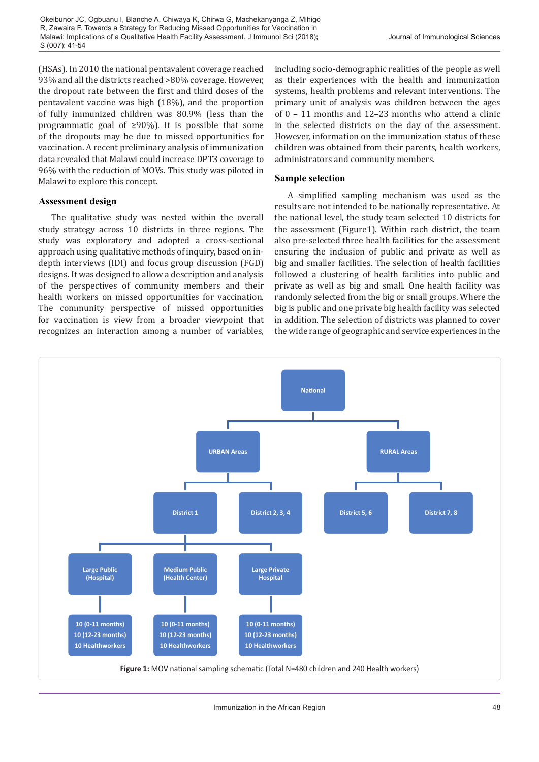(HSAs). In 2010 the national pentavalent coverage reached 93% and all the districts reached >80% coverage. However, the dropout rate between the first and third doses of the pentavalent vaccine was high (18%), and the proportion of fully immunized children was 80.9% (less than the programmatic goal of ≥90%). It is possible that some of the dropouts may be due to missed opportunities for vaccination. A recent preliminary analysis of immunization data revealed that Malawi could increase DPT3 coverage to 96% with the reduction of MOVs. This study was piloted in Malawi to explore this concept.

### Assessment design

The qualitative study was nested within the overall study strategy across 10 districts in three regions. The study was exploratory and adopted a cross-sectional approach using qualitative methods of inquiry, based on in-depth interviews (IDI) and focus group discussion (FGD) designs. It was designed to allow a description and analysis of the perspectives of community members and their health workers on missed opportunities for vaccination. The community perspective of missed opportunities for vaccination is view from a broader viewpoint that recognizes an interaction among a number of variables, including socio-demographic realities of the people as well as their experiences with the health and immunization systems, health problems and relevant interventions. The primary unit of analysis was children between the ages of 0 – 11 months and 12–23 months who attend a clinic in the selected districts on the day of the assessment. However, information on the immunization status of these children was obtained from their parents, health workers, administrators and community members.

### Sample selection

A simplified sampling mechanism was used as the results are not intended to be nationally representative. At the national level, the study team selected 10 districts for the assessment (Figure1). Within each district, the team also pre-selected three health facilities for the assessment ensuring the inclusion of public and private as well as big and smaller facilities. The selection of health facilities followed a clustering of health facilities into public and private as well as big and small. One health facility was randomly selected from the big or small groups. Where the big is public and one private big health facility was selected in addition. The selection of districts was planned to cover the wide range of geographic and service experiences in the

National
- URBAN Areas
  - District 1
    - Large Public (Hospital): 10 (0-11 months), 10 (12-23 months), 10 Healthworkers
    - Medium Public (Health Center): 10 (0-11 months), 10 (12-23 months), 10 Healthworkers
    - Large Private Hospital: 10 (0-11 months), 10 (12-23 months), 10 Healthworkers
  - District 2, 3, 4
- RURAL Areas
  - District 5, 6
  - District 7, 8

**Figure 1:** MOV national sampling schematic (Total N=480 children and 240 Health workers)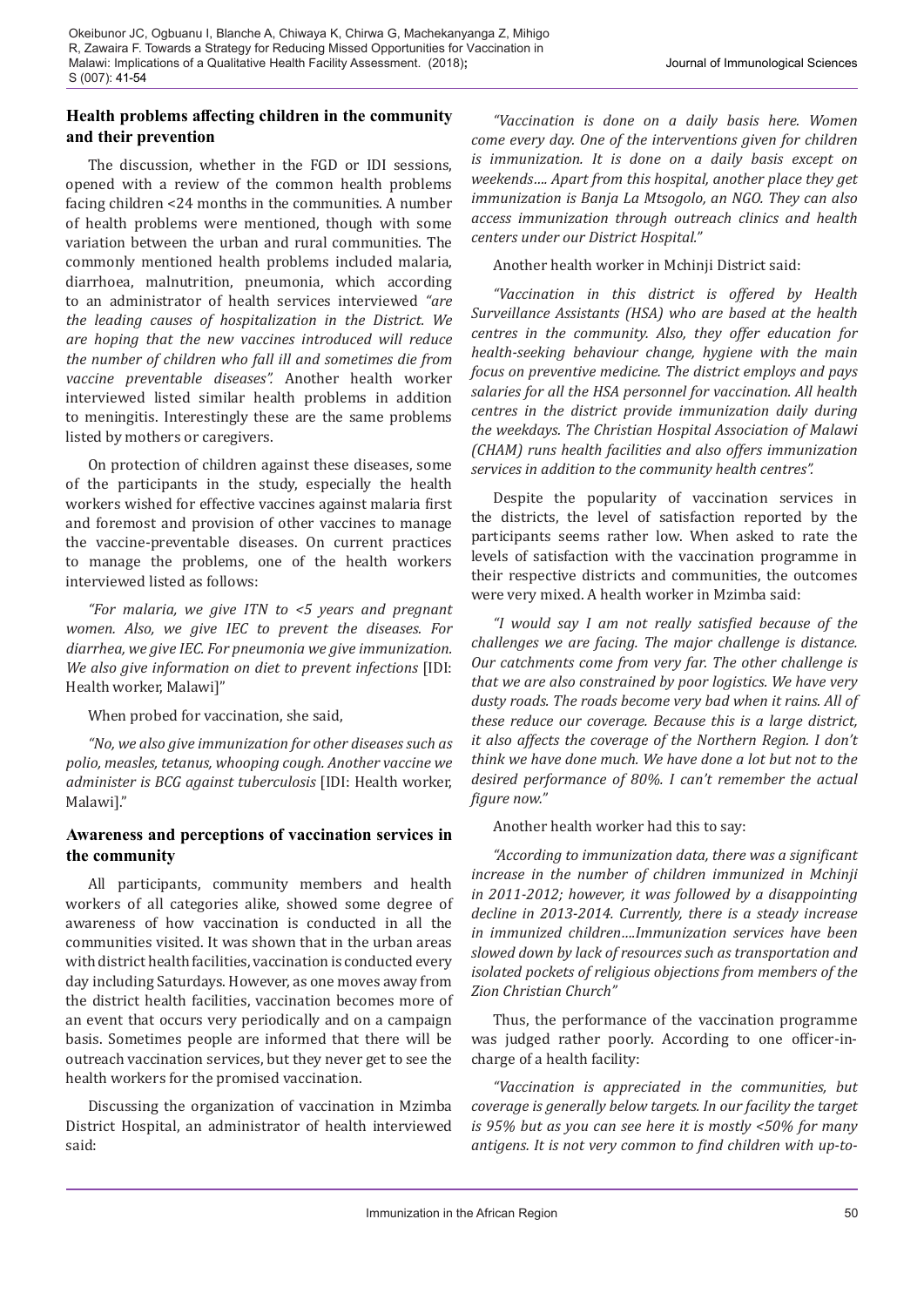### Health problems affecting children in the community and their prevention

The discussion, whether in the FGD or IDI sessions, opened with a review of the common health problems facing children <24 months in the communities. A number of health problems were mentioned, though with some variation between the urban and rural communities. The commonly mentioned health problems included malaria, diarrhoea, malnutrition, pneumonia, which according to an administrator of health services interviewed *"are the leading causes of hospitalization in the District. We are hoping that the new vaccines introduced will reduce the number of children who fall ill and sometimes die from vaccine preventable diseases".* Another health worker interviewed listed similar health problems in addition to meningitis. Interestingly these are the same problems listed by mothers or caregivers.

On protection of children against these diseases, some of the participants in the study, especially the health workers wished for effective vaccines against malaria first and foremost and provision of other vaccines to manage the vaccine-preventable diseases. On current practices to manage the problems, one of the health workers interviewed listed as follows:

*"For malaria, we give ITN to <5 years and pregnant women. Also, we give IEC to prevent the diseases. For diarrhea, we give IEC. For pneumonia we give immunization. We also give information on diet to prevent infections* [IDI: Health worker, Malawi]"

When probed for vaccination, she said,

*"No, we also give immunization for other diseases such as polio, measles, tetanus, whooping cough. Another vaccine we administer is BCG against tuberculosis* [IDI: Health worker, Malawi]."

### Awareness and perceptions of vaccination services in the community

All participants, community members and health workers of all categories alike, showed some degree of awareness of how vaccination is conducted in all the communities visited. It was shown that in the urban areas with district health facilities, vaccination is conducted every day including Saturdays. However, as one moves away from the district health facilities, vaccination becomes more of an event that occurs very periodically and on a campaign basis. Sometimes people are informed that there will be outreach vaccination services, but they never get to see the health workers for the promised vaccination.

Discussing the organization of vaccination in Mzimba District Hospital, an administrator of health interviewed said:

*"Vaccination is done on a daily basis here. Women come every day. One of the interventions given for children is immunization. It is done on a daily basis except on weekends…. Apart from this hospital, another place they get immunization is Banja La Mtsogolo, an NGO. They can also access immunization through outreach clinics and health centers under our District Hospital."*

Another health worker in Mchinji District said:

*"Vaccination in this district is offered by Health Surveillance Assistants (HSA) who are based at the health centres in the community. Also, they offer education for health-seeking behaviour change, hygiene with the main focus on preventive medicine. The district employs and pays salaries for all the HSA personnel for vaccination. All health centres in the district provide immunization daily during the weekdays. The Christian Hospital Association of Malawi (CHAM) runs health facilities and also offers immunization services in addition to the community health centres".*

Despite the popularity of vaccination services in the districts, the level of satisfaction reported by the participants seems rather low. When asked to rate the levels of satisfaction with the vaccination programme in their respective districts and communities, the outcomes were very mixed. A health worker in Mzimba said:

*"I would say I am not really satisfied because of the challenges we are facing. The major challenge is distance. Our catchments come from very far. The other challenge is that we are also constrained by poor logistics. We have very dusty roads. The roads become very bad when it rains. All of these reduce our coverage. Because this is a large district, it also affects the coverage of the Northern Region. I don't think we have done much. We have done a lot but not to the desired performance of 80%. I can't remember the actual figure now."*

Another health worker had this to say:

*"According to immunization data, there was a significant increase in the number of children immunized in Mchinji in 2011-2012; however, it was followed by a disappointing decline in 2013-2014. Currently, there is a steady increase in immunized children….Immunization services have been slowed down by lack of resources such as transportation and isolated pockets of religious objections from members of the Zion Christian Church"*

Thus, the performance of the vaccination programme was judged rather poorly. According to one officer-in-charge of a health facility:

*"Vaccination is appreciated in the communities, but coverage is generally below targets. In our facility the target is 95% but as you can see here it is mostly <50% for many antigens. It is not very common to find children with up-to-*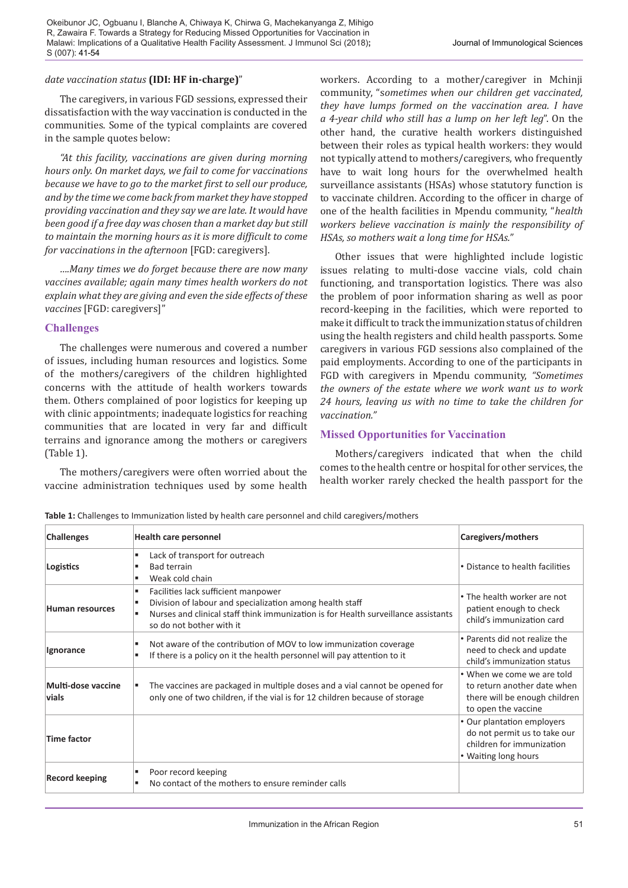*date vaccination status* **(IDI: HF in-charge)**"

The caregivers, in various FGD sessions, expressed their dissatisfaction with the way vaccination is conducted in the communities. Some of the typical complaints are covered in the sample quotes below:

*"At this facility, vaccinations are given during morning hours only. On market days, we fail to come for vaccinations because we have to go to the market first to sell our produce, and by the time we come back from market they have stopped providing vaccination and they say we are late. It would have been good if a free day was chosen than a market day but still to maintain the morning hours as it is more difficult to come for vaccinations in the afternoon* [FGD: caregivers].

*….Many times we do forget because there are now many vaccines available; again many times health workers do not explain what they are giving and even the side effects of these vaccines* [FGD: caregivers]"

## Challenges

The challenges were numerous and covered a number of issues, including human resources and logistics. Some of the mothers/caregivers of the children highlighted concerns with the attitude of health workers towards them. Others complained of poor logistics for keeping up with clinic appointments; inadequate logistics for reaching communities that are located in very far and difficult terrains and ignorance among the mothers or caregivers (Table 1).

The mothers/caregivers were often worried about the vaccine administration techniques used by some health workers. According to a mother/caregiver in Mchinji community, "*sometimes when our children get vaccinated, they have lumps formed on the vaccination area. I have a 4-year child who still has a lump on her left leg*". On the other hand, the curative health workers distinguished between their roles as typical health workers: they would not typically attend to mothers/caregivers, who frequently have to wait long hours for the overwhelmed health surveillance assistants (HSAs) whose statutory function is to vaccinate children. According to the officer in charge of one of the health facilities in Mpendu community, "*health workers believe vaccination is mainly the responsibility of HSAs, so mothers wait a long time for HSAs."*

Other issues that were highlighted include logistic issues relating to multi-dose vaccine vials, cold chain functioning, and transportation logistics. There was also the problem of poor information sharing as well as poor record-keeping in the facilities, which were reported to make it difficult to track the immunization status of children using the health registers and child health passports. Some caregivers in various FGD sessions also complained of the paid employments. According to one of the participants in FGD with caregivers in Mpendu community, *"Sometimes the owners of the estate where we work want us to work 24 hours, leaving us with no time to take the children for vaccination."*

## Missed Opportunities for Vaccination

Mothers/caregivers indicated that when the child comes to the health centre or hospital for other services, the health worker rarely checked the health passport for the

**Table 1:** Challenges to Immunization listed by health care personnel and child caregivers/mothers

| Challenges | Health care personnel | Caregivers/mothers |
|---|---|---|
| **Logistics** | ▪ Lack of transport for outreach<br>▪ Bad terrain<br>▪ Weak cold chain | • Distance to health facilities |
| **Human resources** | ▪ Facilities lack sufficient manpower<br>▪ Division of labour and specialization among health staff<br>▪ Nurses and clinical staff think immunization is for Health surveillance assistants so do not bother with it | • The health worker are not patient enough to check child's immunization card |
| **Ignorance** | ▪ Not aware of the contribution of MOV to low immunization coverage<br>▪ If there is a policy on it the health personnel will pay attention to it | • Parents did not realize the need to check and update child's immunization status |
| **Multi-dose vaccine vials** | ▪ The vaccines are packaged in multiple doses and a vial cannot be opened for only one of two children, if the vial is for 12 children because of storage | • When we come we are told to return another date when there will be enough children to open the vaccine |
| **Time factor** | | • Our plantation employers do not permit us to take our children for immunization<br>• Waiting long hours |
| **Record keeping** | ▪ Poor record keeping<br>▪ No contact of the mothers to ensure reminder calls | |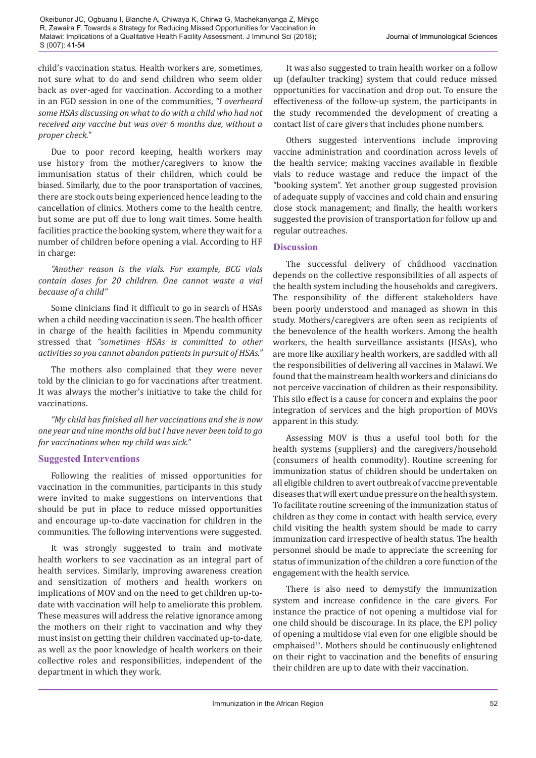child's vaccination status. Health workers are, sometimes, not sure what to do and send children who seem older back as over-aged for vaccination. According to a mother in an FGD session in one of the communities, *"I overheard some HSAs discussing on what to do with a child who had not received any vaccine but was over 6 months due, without a proper check."*

Due to poor record keeping, health workers may use history from the mother/caregivers to know the immunisation status of their children, which could be biased. Similarly, due to the poor transportation of vaccines, there are stock outs being experienced hence leading to the cancellation of clinics. Mothers come to the health centre, but some are put off due to long wait times. Some health facilities practice the booking system, where they wait for a number of children before opening a vial. According to HF in charge:

*"Another reason is the vials. For example, BCG vials contain doses for 20 children. One cannot waste a vial because of a child"*

Some clinicians find it difficult to go in search of HSAs when a child needing vaccination is seen. The health officer in charge of the health facilities in Mpendu community stressed that *"sometimes HSAs is committed to other activities so you cannot abandon patients in pursuit of HSAs."*

The mothers also complained that they were never told by the clinician to go for vaccinations after treatment. It was always the mother's initiative to take the child for vaccinations.

*"My child has finished all her vaccinations and she is now one year and nine months old but I have never been told to go for vaccinations when my child was sick."*

## Suggested Interventions

Following the realities of missed opportunities for vaccination in the communities, participants in this study were invited to make suggestions on interventions that should be put in place to reduce missed opportunities and encourage up-to-date vaccination for children in the communities. The following interventions were suggested.

It was strongly suggested to train and motivate health workers to see vaccination as an integral part of health services. Similarly, improving awareness creation and sensitization of mothers and health workers on implications of MOV and on the need to get children up-to-date with vaccination will help to ameliorate this problem. These measures will address the relative ignorance among the mothers on their right to vaccination and why they must insist on getting their children vaccinated up-to-date, as well as the poor knowledge of health workers on their collective roles and responsibilities, independent of the department in which they work.

It was also suggested to train health worker on a follow up (defaulter tracking) system that could reduce missed opportunities for vaccination and drop out. To ensure the effectiveness of the follow-up system, the participants in the study recommended the development of creating a contact list of care givers that includes phone numbers.

Others suggested interventions include improving vaccine administration and coordination across levels of the health service; making vaccines available in flexible vials to reduce wastage and reduce the impact of the "booking system". Yet another group suggested provision of adequate supply of vaccines and cold chain and ensuring close stock management; and finally, the health workers suggested the provision of transportation for follow up and regular outreaches.

## Discussion

The successful delivery of childhood vaccination depends on the collective responsibilities of all aspects of the health system including the households and caregivers. The responsibility of the different stakeholders have been poorly understood and managed as shown in this study. Mothers/caregivers are often seen as recipients of the benevolence of the health workers. Among the health workers, the health surveillance assistants (HSAs), who are more like auxiliary health workers, are saddled with all the responsibilities of delivering all vaccines in Malawi. We found that the mainstream health workers and clinicians do not perceive vaccination of children as their responsibility. This silo effect is a cause for concern and explains the poor integration of services and the high proportion of MOVs apparent in this study.

Assessing MOV is thus a useful tool both for the health systems (suppliers) and the caregivers/household (consumers of health commodity). Routine screening for immunization status of children should be undertaken on all eligible children to avert outbreak of vaccine preventable diseases that will exert undue pressure on the health system. To facilitate routine screening of the immunization status of children as they come in contact with health service, every child visiting the health system should be made to carry immunization card irrespective of health status. The health personnel should be made to appreciate the screening for status of immunization of the children a core function of the engagement with the health service.

There is also need to demystify the immunization system and increase confidence in the care givers. For instance the practice of not opening a multidose vial for one child should be discourage. In its place, the EPI policy of opening a multidose vial even for one eligible should be emphaised[13]. Mothers should be continuously enlightened on their right to vaccination and the benefits of ensuring their children are up to date with their vaccination.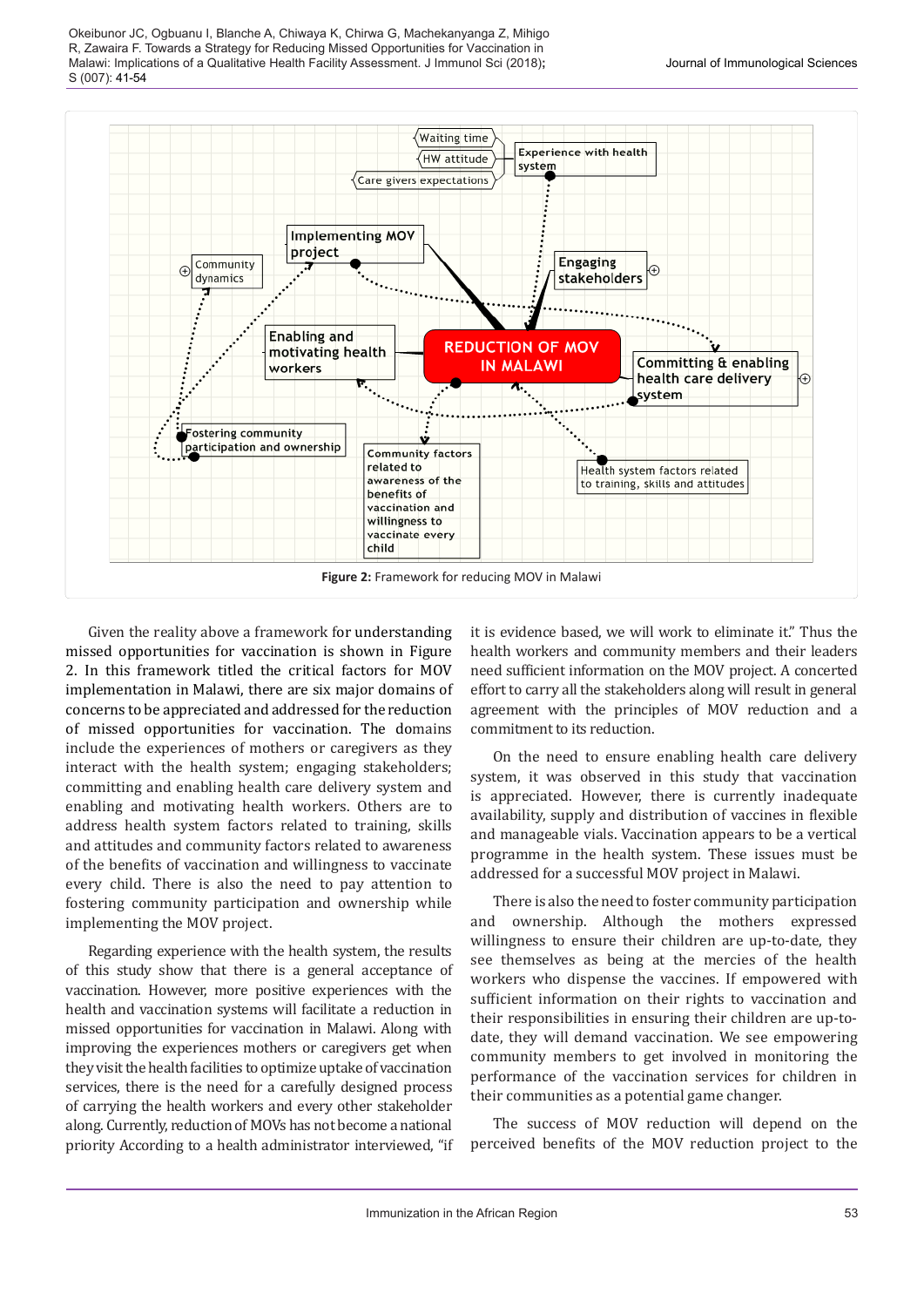Figure 2: Framework for reducing MOV in Malawi

Given the reality above a framework for understanding missed opportunities for vaccination is shown in Figure 2. In this framework titled the critical factors for MOV implementation in Malawi, there are six major domains of concerns to be appreciated and addressed for the reduction of missed opportunities for vaccination. The domains include the experiences of mothers or caregivers as they interact with the health system; engaging stakeholders; committing and enabling health care delivery system and enabling and motivating health workers. Others are to address health system factors related to training, skills and attitudes and community factors related to awareness of the benefits of vaccination and willingness to vaccinate every child. There is also the need to pay attention to fostering community participation and ownership while implementing the MOV project.

Regarding experience with the health system, the results of this study show that there is a general acceptance of vaccination. However, more positive experiences with the health and vaccination systems will facilitate a reduction in missed opportunities for vaccination in Malawi. Along with improving the experiences mothers or caregivers get when they visit the health facilities to optimize uptake of vaccination services, there is the need for a carefully designed process of carrying the health workers and every other stakeholder along. Currently, reduction of MOVs has not become a national priority According to a health administrator interviewed, "if it is evidence based, we will work to eliminate it." Thus the health workers and community members and their leaders need sufficient information on the MOV project. A concerted effort to carry all the stakeholders along will result in general agreement with the principles of MOV reduction and a commitment to its reduction.

On the need to ensure enabling health care delivery system, it was observed in this study that vaccination is appreciated. However, there is currently inadequate availability, supply and distribution of vaccines in flexible and manageable vials. Vaccination appears to be a vertical programme in the health system. These issues must be addressed for a successful MOV project in Malawi.

There is also the need to foster community participation and ownership. Although the mothers expressed willingness to ensure their children are up-to-date, they see themselves as being at the mercies of the health workers who dispense the vaccines. If empowered with sufficient information on their rights to vaccination and their responsibilities in ensuring their children are up-to-date, they will demand vaccination. We see empowering community members to get involved in monitoring the performance of the vaccination services for children in their communities as a potential game changer.

The success of MOV reduction will depend on the perceived benefits of the MOV reduction project to the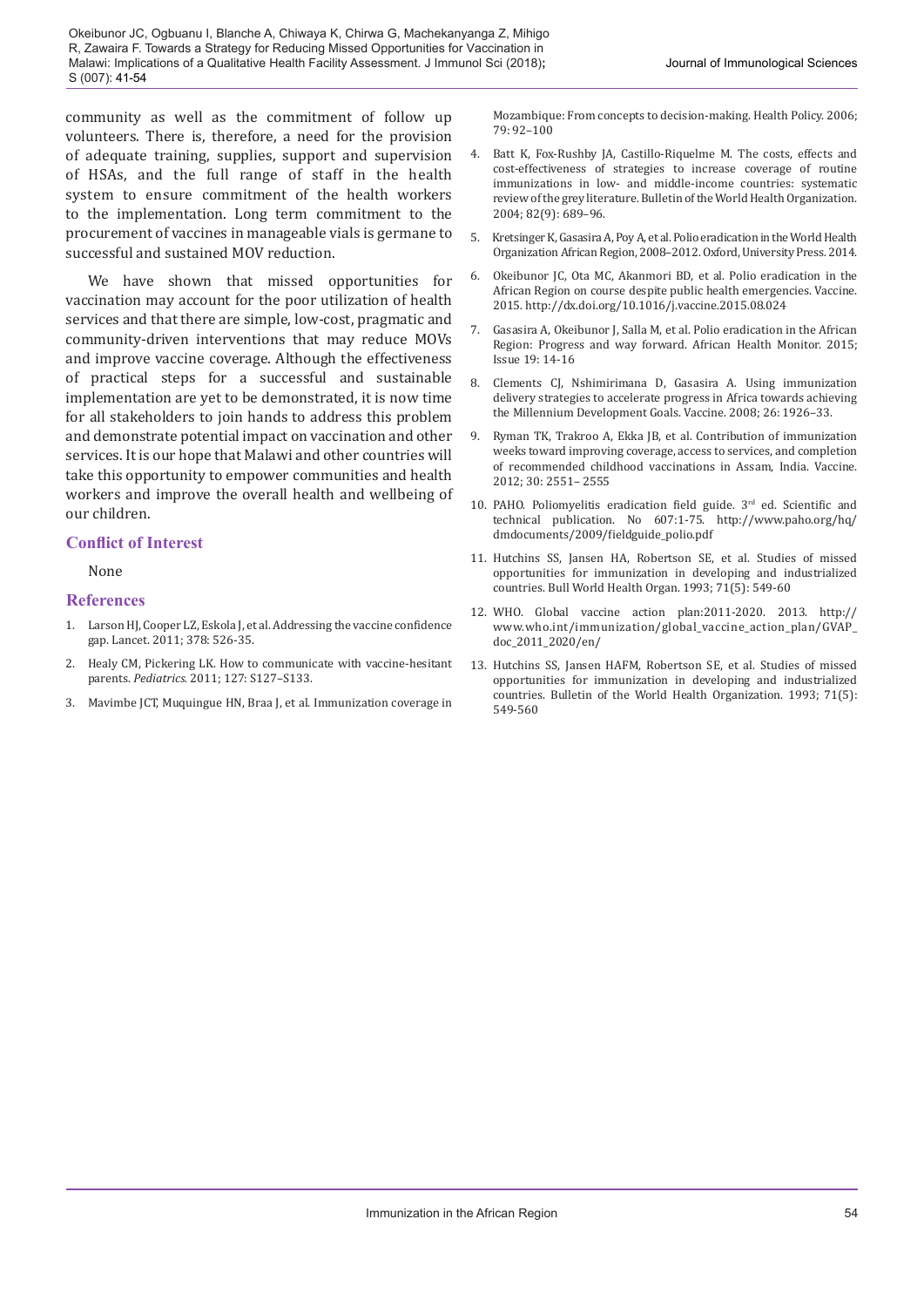community as well as the commitment of follow up volunteers. There is, therefore, a need for the provision of adequate training, supplies, support and supervision of HSAs, and the full range of staff in the health system to ensure commitment of the health workers to the implementation. Long term commitment to the procurement of vaccines in manageable vials is germane to successful and sustained MOV reduction.

We have shown that missed opportunities for vaccination may account for the poor utilization of health services and that there are simple, low-cost, pragmatic and community-driven interventions that may reduce MOVs and improve vaccine coverage. Although the effectiveness of practical steps for a successful and sustainable implementation are yet to be demonstrated, it is now time for all stakeholders to join hands to address this problem and demonstrate potential impact on vaccination and other services. It is our hope that Malawi and other countries will take this opportunity to empower communities and health workers and improve the overall health and wellbeing of our children.

## Conflict of Interest

None

## References

1. Larson HJ, Cooper LZ, Eskola J, et al. Addressing the vaccine confidence gap. Lancet. 2011; 378: 526-35.
2. Healy CM, Pickering LK. How to communicate with vaccine-hesitant parents. *Pediatrics.* 2011; 127: S127–S133.
3. Mavimbe JCT, Muquingue HN, Braa J, et al. Immunization coverage in Mozambique: From concepts to decision-making. Health Policy. 2006; 79: 92–100
4. Batt K, Fox-Rushby JA, Castillo-Riquelme M. The costs, effects and cost-effectiveness of strategies to increase coverage of routine immunizations in low- and middle-income countries: systematic review of the grey literature. Bulletin of the World Health Organization. 2004; 82(9): 689–96.
5. Kretsinger K, Gasasira A, Poy A, et al. Polio eradication in the World Health Organization African Region, 2008–2012. Oxford, University Press. 2014.
6. Okeibunor JC, Ota MC, Akanmori BD, et al. Polio eradication in the African Region on course despite public health emergencies. Vaccine. 2015. http://dx.doi.org/10.1016/j.vaccine.2015.08.024
7. Gasasira A, Okeibunor J, Salla M, et al. Polio eradication in the African Region: Progress and way forward. African Health Monitor. 2015; Issue 19: 14-16
8. Clements CJ, Nshimirimana D, Gasasira A. Using immunization delivery strategies to accelerate progress in Africa towards achieving the Millennium Development Goals. Vaccine. 2008; 26: 1926–33.
9. Ryman TK, Trakroo A, Ekka JB, et al. Contribution of immunization weeks toward improving coverage, access to services, and completion of recommended childhood vaccinations in Assam, India. Vaccine. 2012; 30: 2551– 2555
10. PAHO. Poliomyelitis eradication field guide. 3rd ed. Scientific and technical publication. No 607:1-75. http://www.paho.org/hq/dmdocuments/2009/fieldguide_polio.pdf
11. Hutchins SS, Jansen HA, Robertson SE, et al. Studies of missed opportunities for immunization in developing and industrialized countries. Bull World Health Organ. 1993; 71(5): 549-60
12. WHO. Global vaccine action plan:2011-2020. 2013. http://www.who.int/immunization/global_vaccine_action_plan/GVAP_doc_2011_2020/en/
13. Hutchins SS, Jansen HAFM, Robertson SE, et al. Studies of missed opportunities for immunization in developing and industrialized countries. Bulletin of the World Health Organization. 1993; 71(5): 549-560